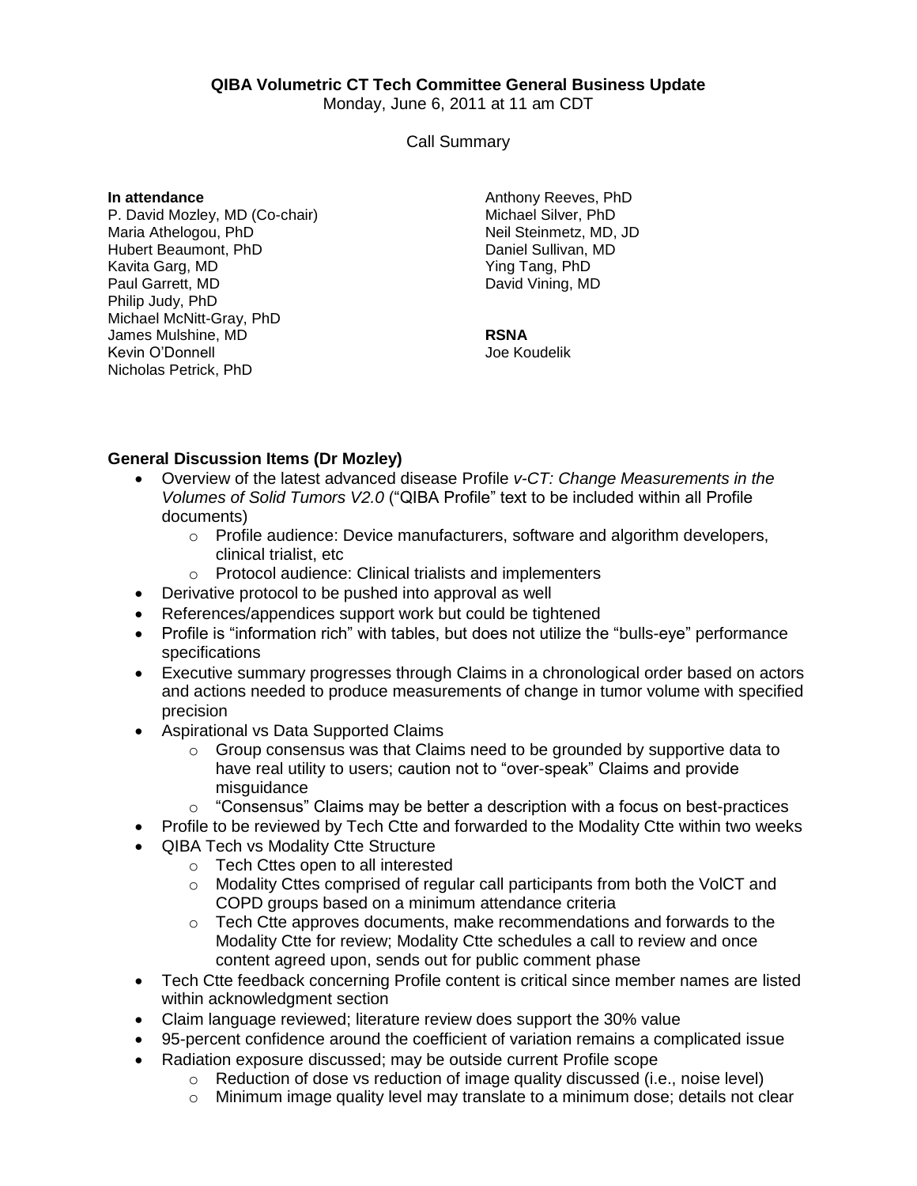**QIBA Volumetric CT Tech Committee General Business Update**

Monday, June 6, 2011 at 11 am CDT

Call Summary

**In attendance**

P. David Mozley, MD (Co-chair)
Maria Athelogou, PhD
Hubert Beaumont, PhD
Kavita Garg, MD
Paul Garrett, MD
Philip Judy, PhD
Michael McNitt-Gray, PhD
James Mulshine, MD
Kevin O'Donnell
Nicholas Petrick, PhD
Anthony Reeves, PhD
Michael Silver, PhD
Neil Steinmetz, MD, JD
Daniel Sullivan, MD
Ying Tang, PhD
David Vining, MD

**RSNA**

Joe Koudelik

### General Discussion Items (Dr Mozley)

- Overview of the latest advanced disease Profile *v-CT: Change Measurements in the Volumes of Solid Tumors V2.0* ("QIBA Profile" text to be included within all Profile documents)
  - Profile audience: Device manufacturers, software and algorithm developers, clinical trialist, etc
  - Protocol audience: Clinical trialists and implementers
- Derivative protocol to be pushed into approval as well
- References/appendices support work but could be tightened
- Profile is "information rich" with tables, but does not utilize the "bulls-eye" performance specifications
- Executive summary progresses through Claims in a chronological order based on actors and actions needed to produce measurements of change in tumor volume with specified precision
- Aspirational vs Data Supported Claims
  - Group consensus was that Claims need to be grounded by supportive data to have real utility to users; caution not to "over-speak" Claims and provide misguidance
  - "Consensus" Claims may be better a description with a focus on best-practices
- Profile to be reviewed by Tech Ctte and forwarded to the Modality Ctte within two weeks
- QIBA Tech vs Modality Ctte Structure
  - Tech Cttes open to all interested
  - Modality Cttes comprised of regular call participants from both the VolCT and COPD groups based on a minimum attendance criteria
  - Tech Ctte approves documents, make recommendations and forwards to the Modality Ctte for review; Modality Ctte schedules a call to review and once content agreed upon, sends out for public comment phase
- Tech Ctte feedback concerning Profile content is critical since member names are listed within acknowledgment section
- Claim language reviewed; literature review does support the 30% value
- 95-percent confidence around the coefficient of variation remains a complicated issue
- Radiation exposure discussed; may be outside current Profile scope
  - Reduction of dose vs reduction of image quality discussed (i.e., noise level)
  - Minimum image quality level may translate to a minimum dose; details not clear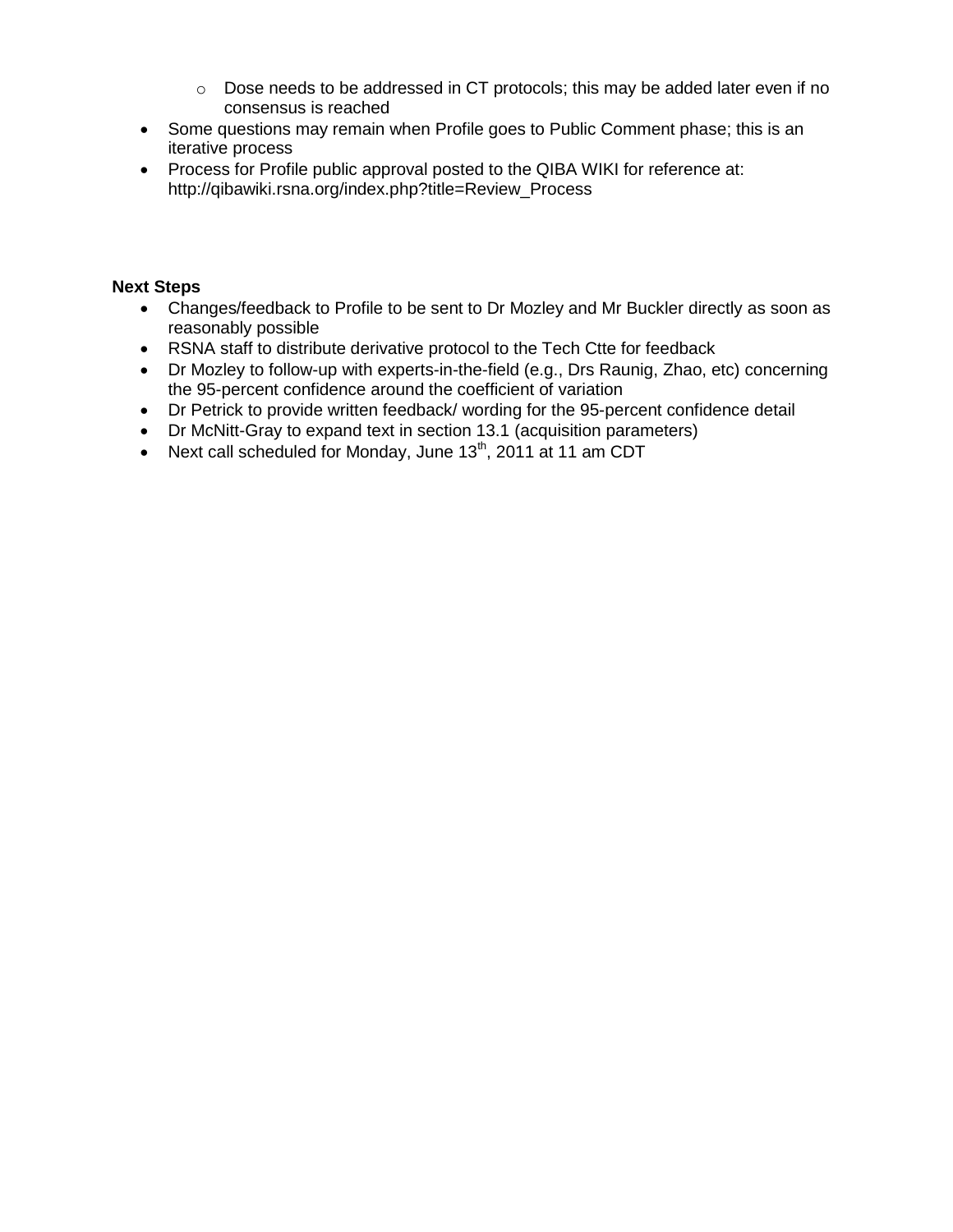- Dose needs to be addressed in CT protocols; this may be added later even if no consensus is reached
- Some questions may remain when Profile goes to Public Comment phase; this is an iterative process
- Process for Profile public approval posted to the QIBA WIKI for reference at: http://qibawiki.rsna.org/index.php?title=Review_Process

**Next Steps**

- Changes/feedback to Profile to be sent to Dr Mozley and Mr Buckler directly as soon as reasonably possible
- RSNA staff to distribute derivative protocol to the Tech Ctte for feedback
- Dr Mozley to follow-up with experts-in-the-field (e.g., Drs Raunig, Zhao, etc) concerning the 95-percent confidence around the coefficient of variation
- Dr Petrick to provide written feedback/ wording for the 95-percent confidence detail
- Dr McNitt-Gray to expand text in section 13.1 (acquisition parameters)
- Next call scheduled for Monday, June 13th, 2011 at 11 am CDT